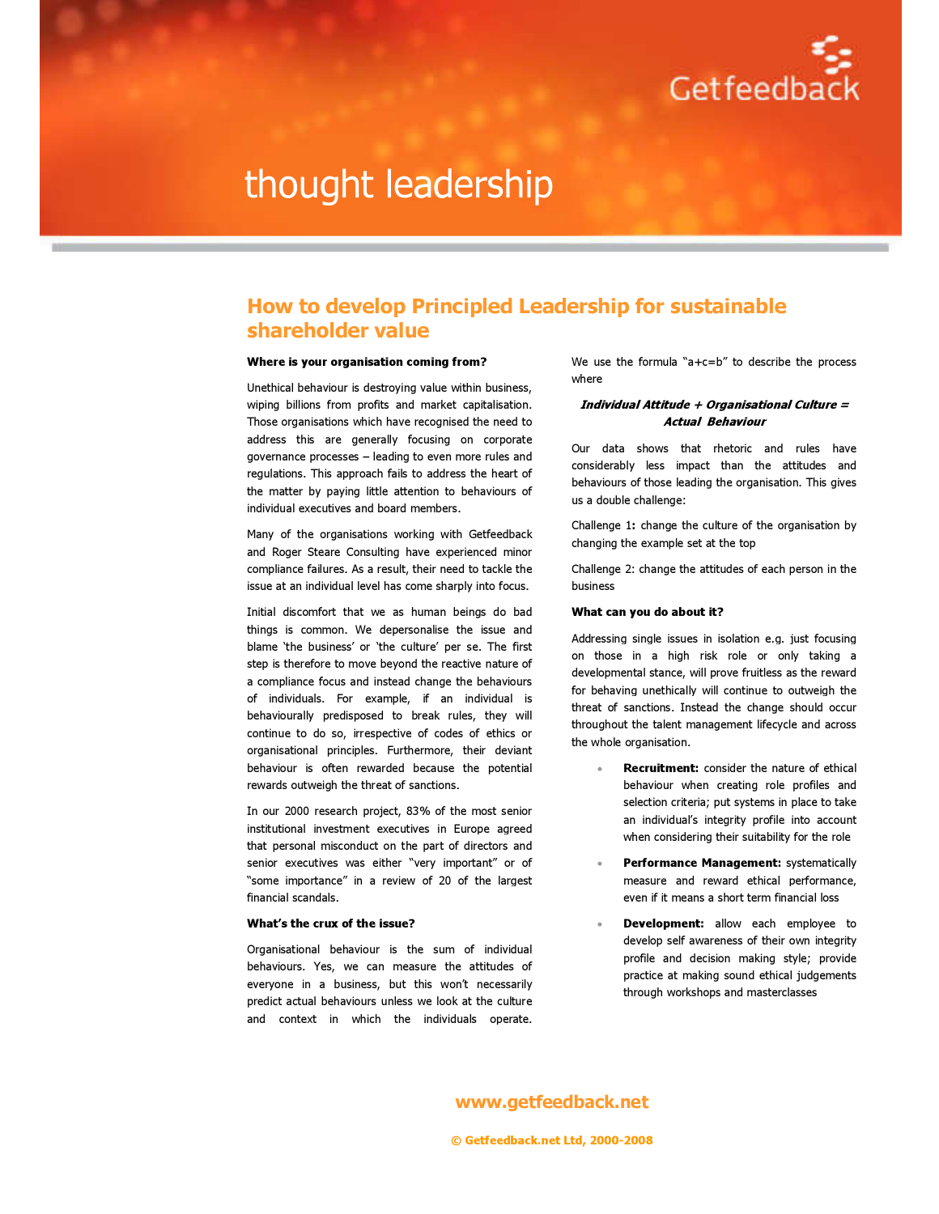Getfeedback

thought leadership

# How to develop Principled Leadership for sustainable shareholder value

### Where is your organisation coming from?

Unethical behaviour is destroying value within business, wiping billions from profits and market capitalisation. Those organisations which have recognised the need to address this are generally focusing on corporate governance processes – leading to even more rules and regulations. This approach fails to address the heart of the matter by paying little attention to behaviours of individual executives and board members.

Many of the organisations working with Getfeedback and Roger Steare Consulting have experienced minor compliance failures. As a result, their need to tackle the issue at an individual level has come sharply into focus.

Initial discomfort that we as human beings do bad things is common. We depersonalise the issue and blame 'the business' or 'the culture' per se. The first step is therefore to move beyond the reactive nature of a compliance focus and instead change the behaviours of individuals. For example, if an individual is behaviourally predisposed to break rules, they will continue to do so, irrespective of codes of ethics or organisational principles. Furthermore, their deviant behaviour is often rewarded because the potential rewards outweigh the threat of sanctions.

In our 2000 research project, 83% of the most senior institutional investment executives in Europe agreed that personal misconduct on the part of directors and senior executives was either "very important" or of "some importance" in a review of 20 of the largest financial scandals.

### What's the crux of the issue?

Organisational behaviour is the sum of individual behaviours. Yes, we can measure the attitudes of everyone in a business, but this won't necessarily predict actual behaviours unless we look at the culture and context in which the individuals operate.

We use the formula "a+c=b" to describe the process where

***Individual Attitude + Organisational Culture = Actual Behaviour***

Our data shows that rhetoric and rules have considerably less impact than the attitudes and behaviours of those leading the organisation. This gives us a double challenge:

Challenge 1**:** change the culture of the organisation by changing the example set at the top

Challenge 2: change the attitudes of each person in the business

### What can you do about it?

Addressing single issues in isolation e.g. just focusing on those in a high risk role or only taking a developmental stance, will prove fruitless as the reward for behaving unethically will continue to outweigh the threat of sanctions. Instead the change should occur throughout the talent management lifecycle and across the whole organisation.

- **Recruitment:** consider the nature of ethical behaviour when creating role profiles and selection criteria; put systems in place to take an individual's integrity profile into account when considering their suitability for the role
- **Performance Management:** systematically measure and reward ethical performance, even if it means a short term financial loss
- **Development:** allow each employee to develop self awareness of their own integrity profile and decision making style; provide practice at making sound ethical judgements through workshops and masterclasses

**www.getfeedback.net**

**© Getfeedback.net Ltd, 2000-2008**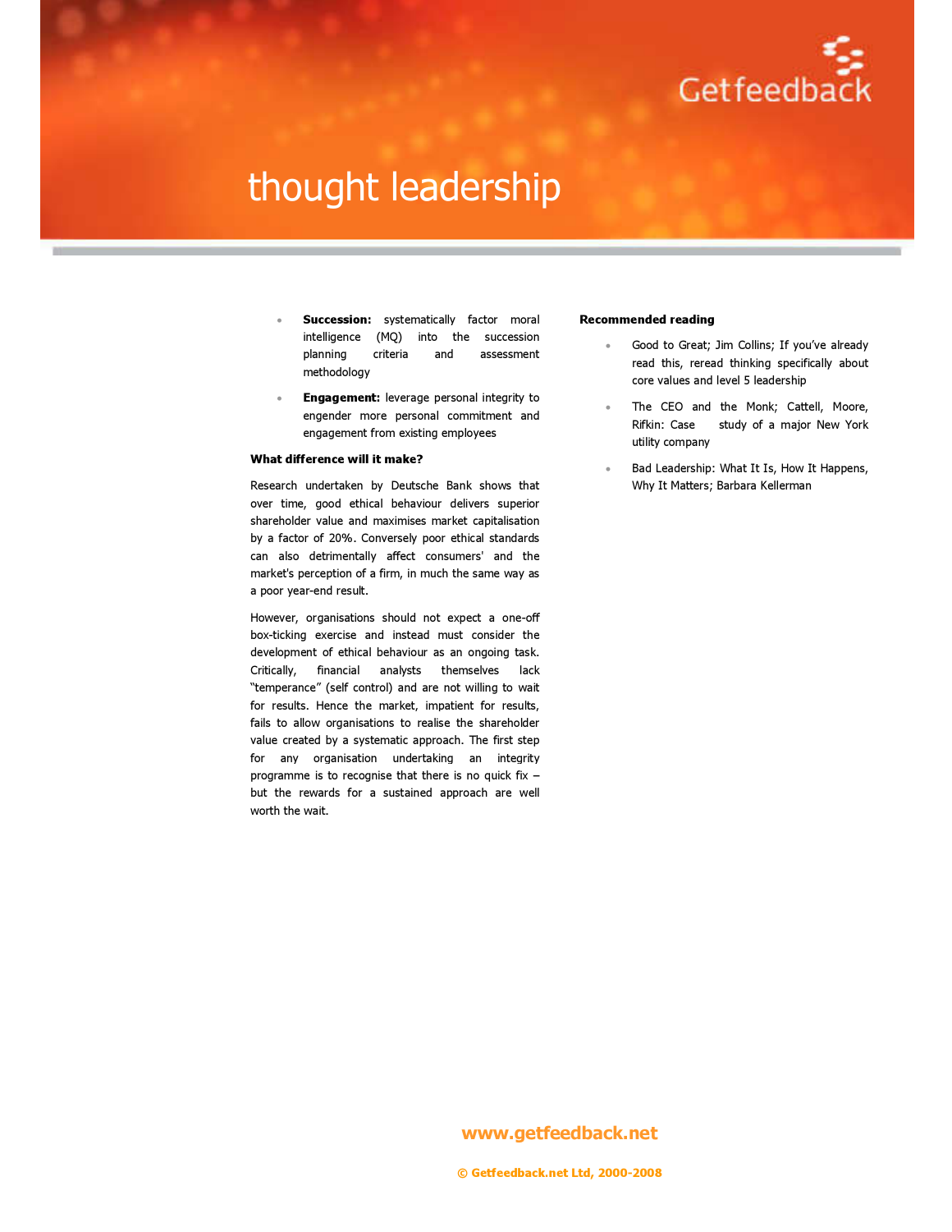- **Succession:** systematically factor moral intelligence (MQ) into the succession planning criteria and assessment methodology
- **Engagement:** leverage personal integrity to engender more personal commitment and engagement from existing employees

**What difference will it make?**

Research undertaken by Deutsche Bank shows that over time, good ethical behaviour delivers superior shareholder value and maximises market capitalisation by a factor of 20%. Conversely poor ethical standards can also detrimentally affect consumers' and the market's perception of a firm, in much the same way as a poor year-end result.

However, organisations should not expect a one-off box-ticking exercise and instead must consider the development of ethical behaviour as an ongoing task. Critically, financial analysts themselves lack "temperance" (self control) and are not willing to wait for results. Hence the market, impatient for results, fails to allow organisations to realise the shareholder value created by a systematic approach. The first step for any organisation undertaking an integrity programme is to recognise that there is no quick fix – but the rewards for a sustained approach are well worth the wait.

**Recommended reading**

- Good to Great; Jim Collins; If you've already read this, reread thinking specifically about core values and level 5 leadership
- The CEO and the Monk; Cattell, Moore, Rifkin: Case study of a major New York utility company
- Bad Leadership: What It Is, How It Happens, Why It Matters; Barbara Kellerman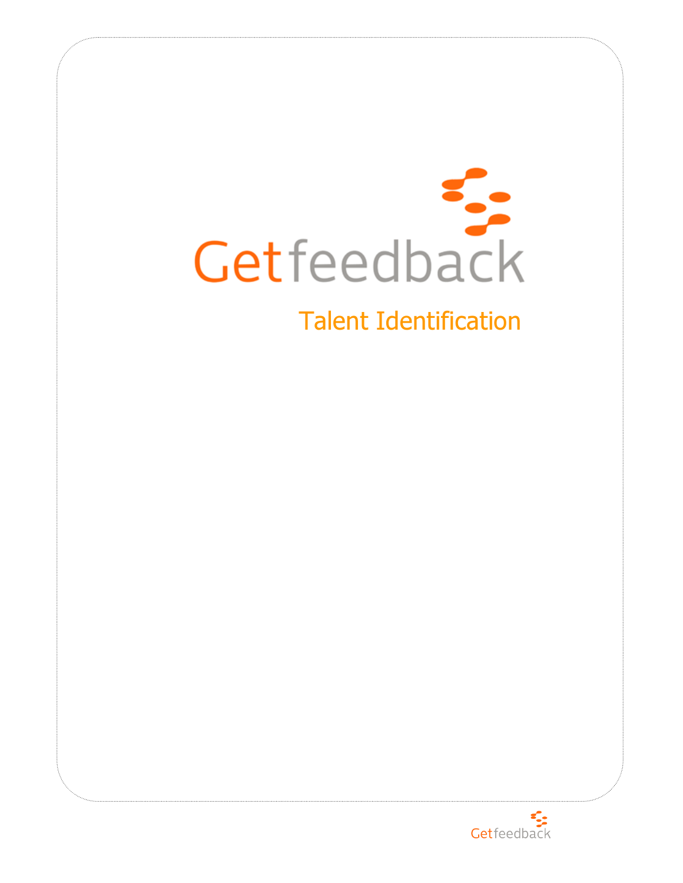# Getfeedback

## Talent Identification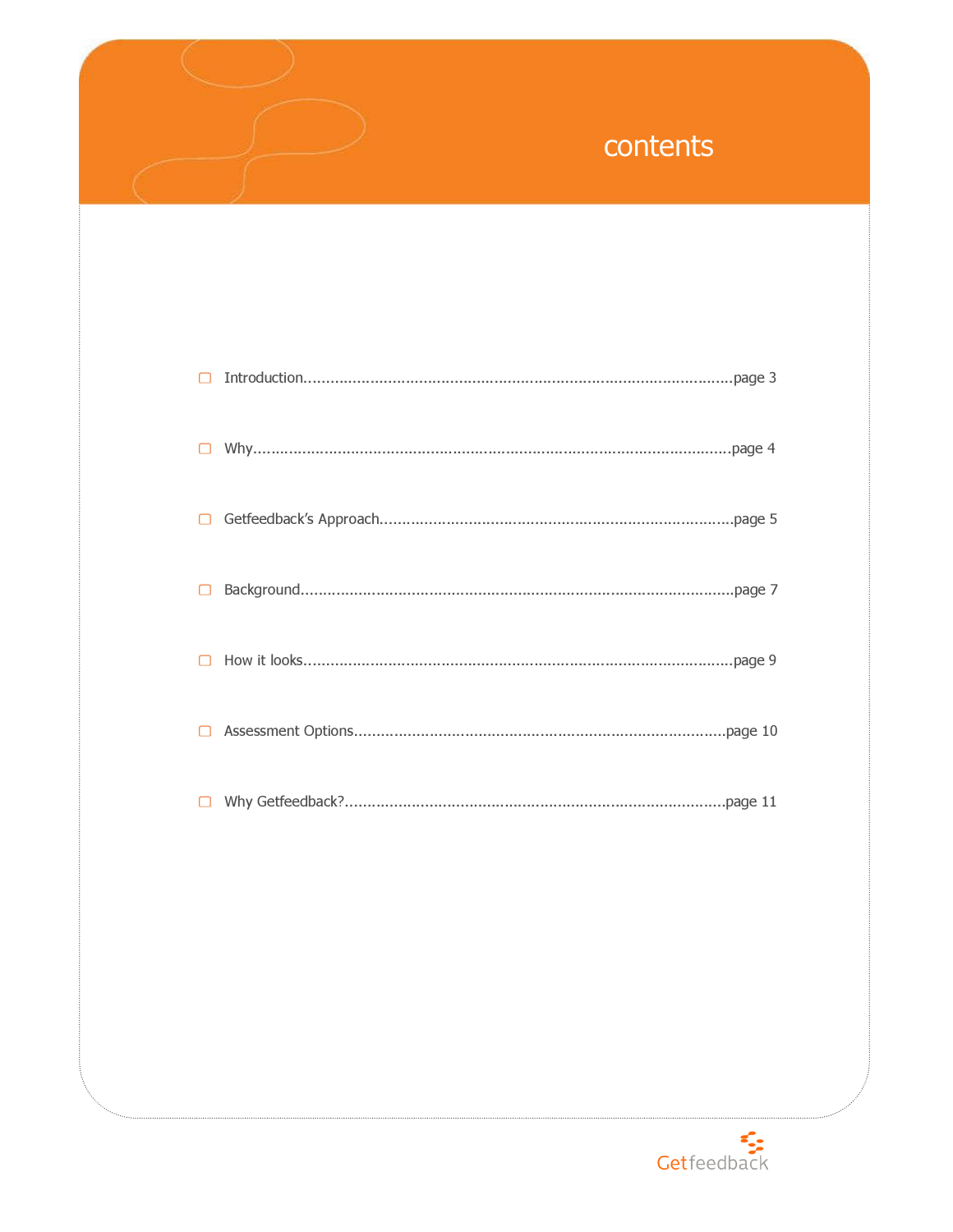# contents

- Introduction.................................................................................................page 3
- Why..........................................................................................................page 4
- Getfeedback's Approach...............................................................................page 5
- Background.................................................................................................page 7
- How it looks................................................................................................page 9
- Assessment Options...................................................................................page 10
- Why Getfeedback?.....................................................................................page 11

Getfeedback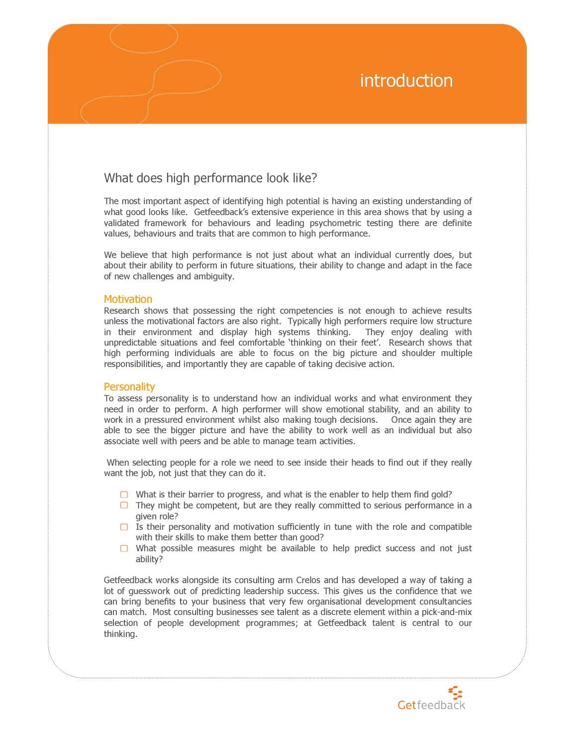# introduction

## What does high performance look like?

The most important aspect of identifying high potential is having an existing understanding of what good looks like. Getfeedback's extensive experience in this area shows that by using a validated framework for behaviours and leading psychometric testing there are definite values, behaviours and traits that are common to high performance.

We believe that high performance is not just about what an individual currently does, but about their ability to perform in future situations, their ability to change and adapt in the face of new challenges and ambiguity.

### Motivation

Research shows that possessing the right competencies is not enough to achieve results unless the motivational factors are also right. Typically high performers require low structure in their environment and display high systems thinking. They enjoy dealing with unpredictable situations and feel comfortable 'thinking on their feet'. Research shows that high performing individuals are able to focus on the big picture and shoulder multiple responsibilities, and importantly they are capable of taking decisive action.

### Personality

To assess personality is to understand how an individual works and what environment they need in order to perform. A high performer will show emotional stability, and an ability to work in a pressured environment whilst also making tough decisions. Once again they are able to see the bigger picture and have the ability to work well as an individual but also associate well with peers and be able to manage team activities.

When selecting people for a role we need to see inside their heads to find out if they really want the job, not just that they can do it.

- What is their barrier to progress, and what is the enabler to help them find gold?
- They might be competent, but are they really committed to serious performance in a given role?
- Is their personality and motivation sufficiently in tune with the role and compatible with their skills to make them better than good?
- What possible measures might be available to help predict success and not just ability?

Getfeedback works alongside its consulting arm Crelos and has developed a way of taking a lot of guesswork out of predicting leadership success. This gives us the confidence that we can bring benefits to your business that very few organisational development consultancies can match. Most consulting businesses see talent as a discrete element within a pick-and-mix selection of people development programmes; at Getfeedback talent is central to our thinking.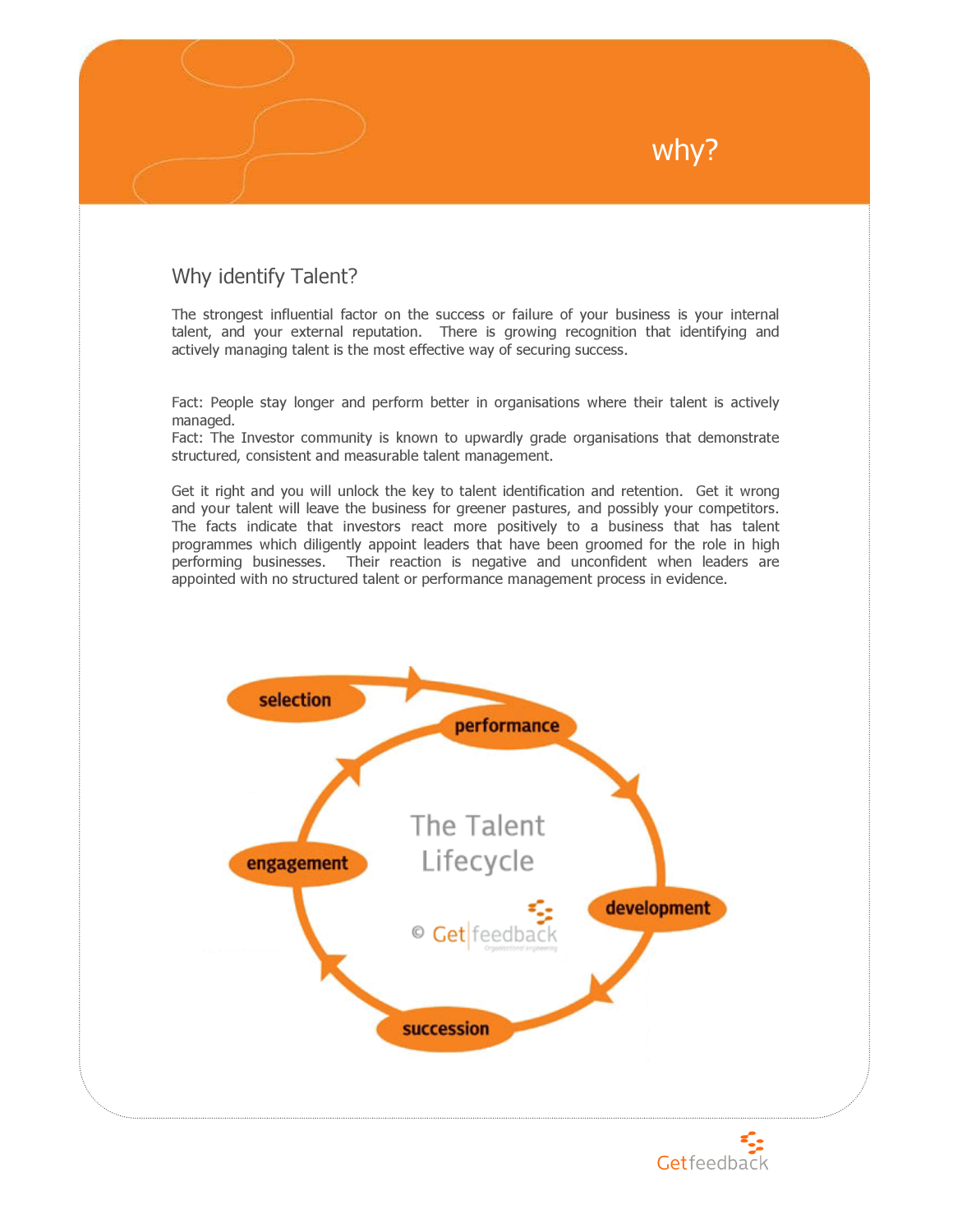# why?

## Why identify Talent?

The strongest influential factor on the success or failure of your business is your internal talent, and your external reputation. There is growing recognition that identifying and actively managing talent is the most effective way of securing success.

Fact: People stay longer and perform better in organisations where their talent is actively managed.
Fact: The Investor community is known to upwardly grade organisations that demonstrate structured, consistent and measurable talent management.

Get it right and you will unlock the key to talent identification and retention. Get it wrong and your talent will leave the business for greener pastures, and possibly your competitors. The facts indicate that investors react more positively to a business that has talent programmes which diligently appoint leaders that have been groomed for the role in high performing businesses. Their reaction is negative and unconfident when leaders are appointed with no structured talent or performance management process in evidence.

selection → performance → development → succession → engagement → performance

The Talent Lifecycle

© Get|feedback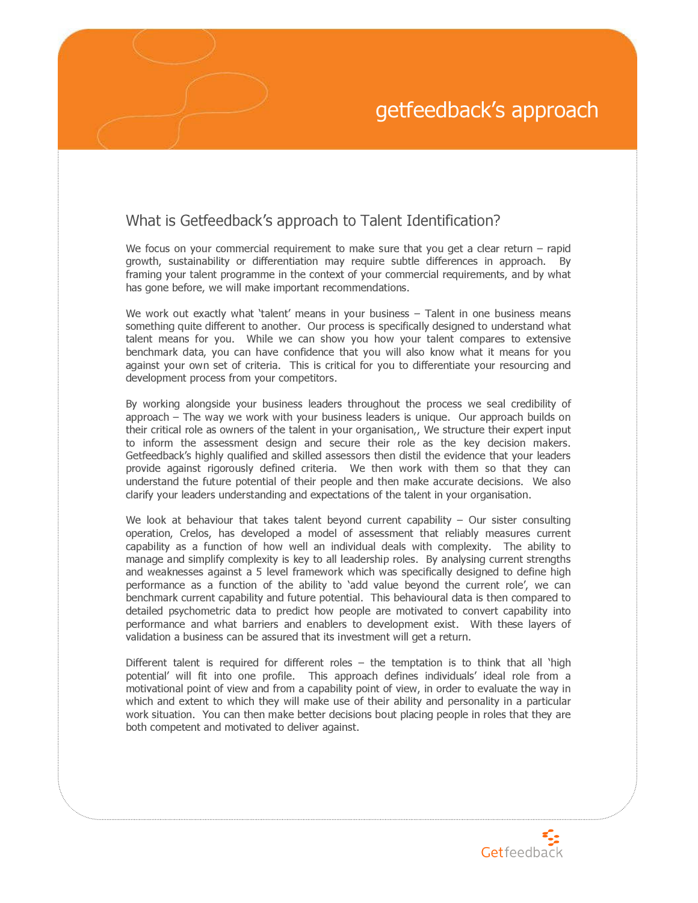# getfeedback's approach

## What is Getfeedback's approach to Talent Identification?

We focus on your commercial requirement to make sure that you get a clear return – rapid growth, sustainability or differentiation may require subtle differences in approach. By framing your talent programme in the context of your commercial requirements, and by what has gone before, we will make important recommendations.

We work out exactly what 'talent' means in your business – Talent in one business means something quite different to another. Our process is specifically designed to understand what talent means for you. While we can show you how your talent compares to extensive benchmark data, you can have confidence that you will also know what it means for you against your own set of criteria. This is critical for you to differentiate your resourcing and development process from your competitors.

By working alongside your business leaders throughout the process we seal credibility of approach – The way we work with your business leaders is unique. Our approach builds on their critical role as owners of the talent in your organisation,, We structure their expert input to inform the assessment design and secure their role as the key decision makers. Getfeedback's highly qualified and skilled assessors then distil the evidence that your leaders provide against rigorously defined criteria. We then work with them so that they can understand the future potential of their people and then make accurate decisions. We also clarify your leaders understanding and expectations of the talent in your organisation.

We look at behaviour that takes talent beyond current capability – Our sister consulting operation, Crelos, has developed a model of assessment that reliably measures current capability as a function of how well an individual deals with complexity. The ability to manage and simplify complexity is key to all leadership roles. By analysing current strengths and weaknesses against a 5 level framework which was specifically designed to define high performance as a function of the ability to 'add value beyond the current role', we can benchmark current capability and future potential. This behavioural data is then compared to detailed psychometric data to predict how people are motivated to convert capability into performance and what barriers and enablers to development exist. With these layers of validation a business can be assured that its investment will get a return.

Different talent is required for different roles – the temptation is to think that all 'high potential' will fit into one profile. This approach defines individuals' ideal role from a motivational point of view and from a capability point of view, in order to evaluate the way in which and extent to which they will make use of their ability and personality in a particular work situation. You can then make better decisions bout placing people in roles that they are both competent and motivated to deliver against.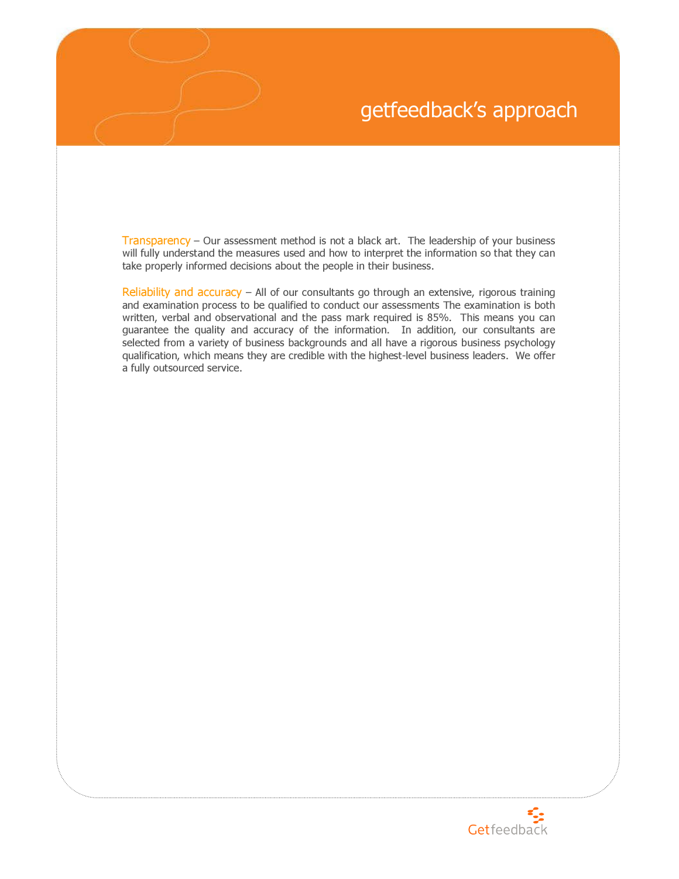# getfeedback's approach

**Transparency** – Our assessment method is not a black art. The leadership of your business will fully understand the measures used and how to interpret the information so that they can take properly informed decisions about the people in their business.

**Reliability and accuracy** – All of our consultants go through an extensive, rigorous training and examination process to be qualified to conduct our assessments The examination is both written, verbal and observational and the pass mark required is 85%. This means you can guarantee the quality and accuracy of the information. In addition, our consultants are selected from a variety of business backgrounds and all have a rigorous business psychology qualification, which means they are credible with the highest-level business leaders. We offer a fully outsourced service.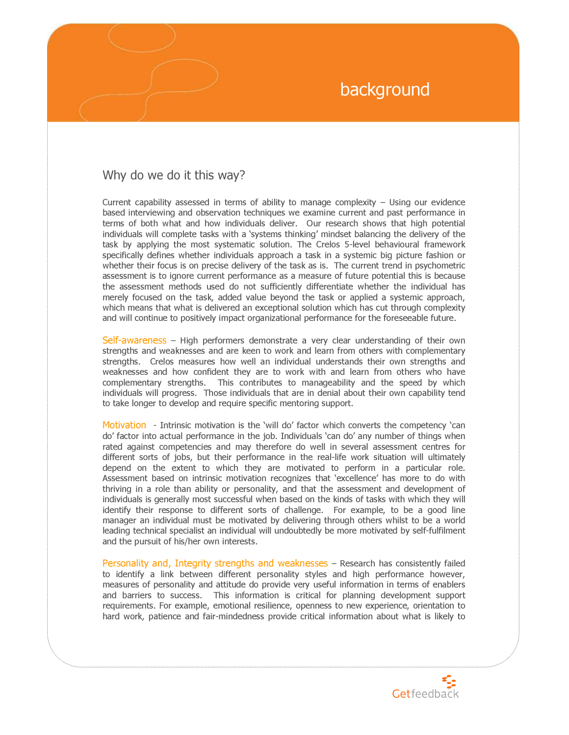# background

## Why do we do it this way?

Current capability assessed in terms of ability to manage complexity – Using our evidence based interviewing and observation techniques we examine current and past performance in terms of both what and how individuals deliver. Our research shows that high potential individuals will complete tasks with a 'systems thinking' mindset balancing the delivery of the task by applying the most systematic solution. The Crelos 5-level behavioural framework specifically defines whether individuals approach a task in a systemic big picture fashion or whether their focus is on precise delivery of the task as is. The current trend in psychometric assessment is to ignore current performance as a measure of future potential this is because the assessment methods used do not sufficiently differentiate whether the individual has merely focused on the task, added value beyond the task or applied a systemic approach, which means that what is delivered an exceptional solution which has cut through complexity and will continue to positively impact organizational performance for the foreseeable future.

Self-awareness – High performers demonstrate a very clear understanding of their own strengths and weaknesses and are keen to work and learn from others with complementary strengths. Crelos measures how well an individual understands their own strengths and weaknesses and how confident they are to work with and learn from others who have complementary strengths. This contributes to manageability and the speed by which individuals will progress. Those individuals that are in denial about their own capability tend to take longer to develop and require specific mentoring support.

Motivation - Intrinsic motivation is the 'will do' factor which converts the competency 'can do' factor into actual performance in the job. Individuals 'can do' any number of things when rated against competencies and may therefore do well in several assessment centres for different sorts of jobs, but their performance in the real-life work situation will ultimately depend on the extent to which they are motivated to perform in a particular role. Assessment based on intrinsic motivation recognizes that 'excellence' has more to do with thriving in a role than ability or personality, and that the assessment and development of individuals is generally most successful when based on the kinds of tasks with which they will identify their response to different sorts of challenge. For example, to be a good line manager an individual must be motivated by delivering through others whilst to be a world leading technical specialist an individual will undoubtedly be more motivated by self-fulfilment and the pursuit of his/her own interests.

Personality and, Integrity strengths and weaknesses – Research has consistently failed to identify a link between different personality styles and high performance however, measures of personality and attitude do provide very useful information in terms of enablers and barriers to success. This information is critical for planning development support requirements. For example, emotional resilience, openness to new experience, orientation to hard work, patience and fair-mindedness provide critical information about what is likely to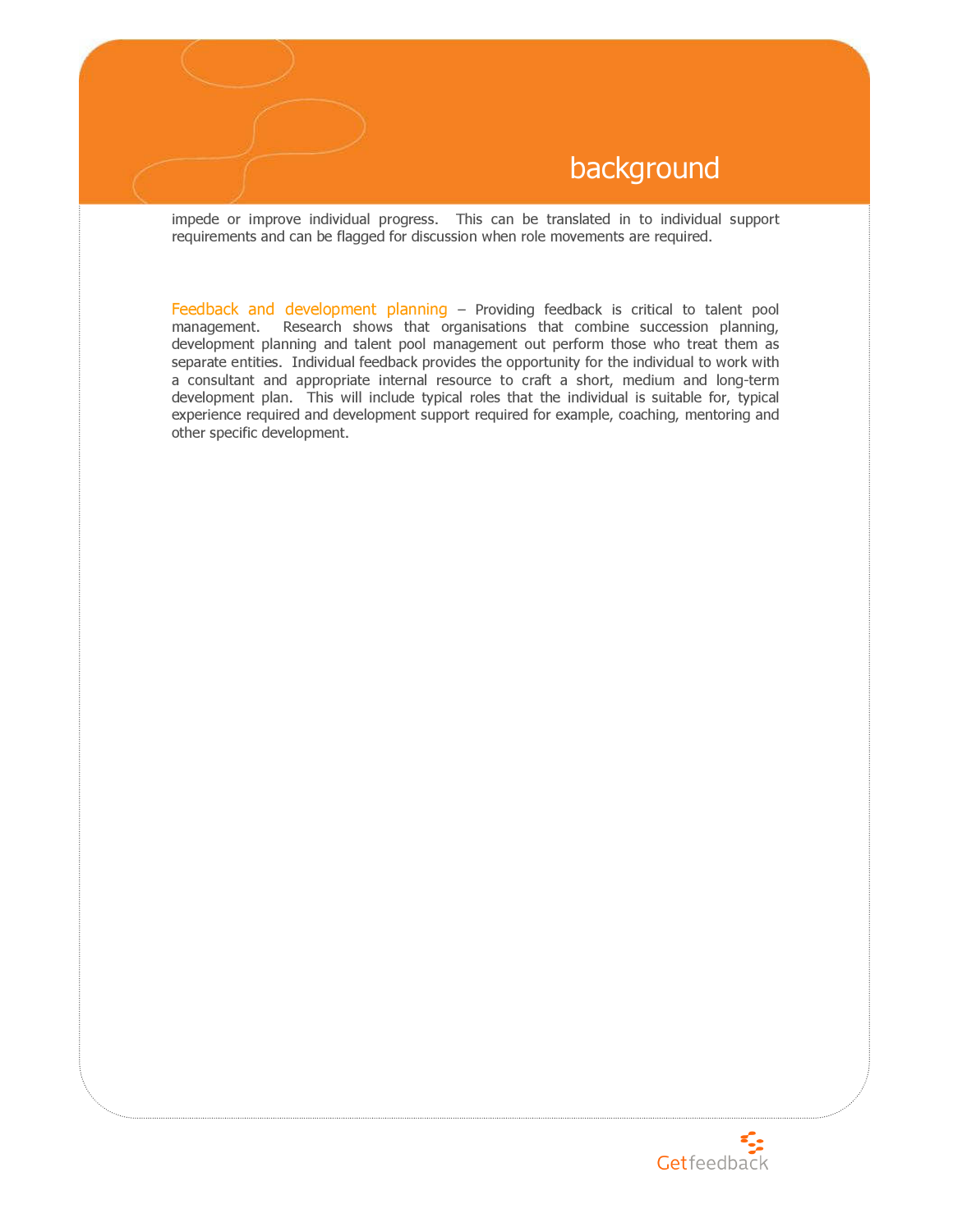impede or improve individual progress. This can be translated in to individual support requirements and can be flagged for discussion when role movements are required.

Feedback and development planning – Providing feedback is critical to talent pool management. Research shows that organisations that combine succession planning, development planning and talent pool management out perform those who treat them as separate entities. Individual feedback provides the opportunity for the individual to work with a consultant and appropriate internal resource to craft a short, medium and long-term development plan. This will include typical roles that the individual is suitable for, typical experience required and development support required for example, coaching, mentoring and other specific development.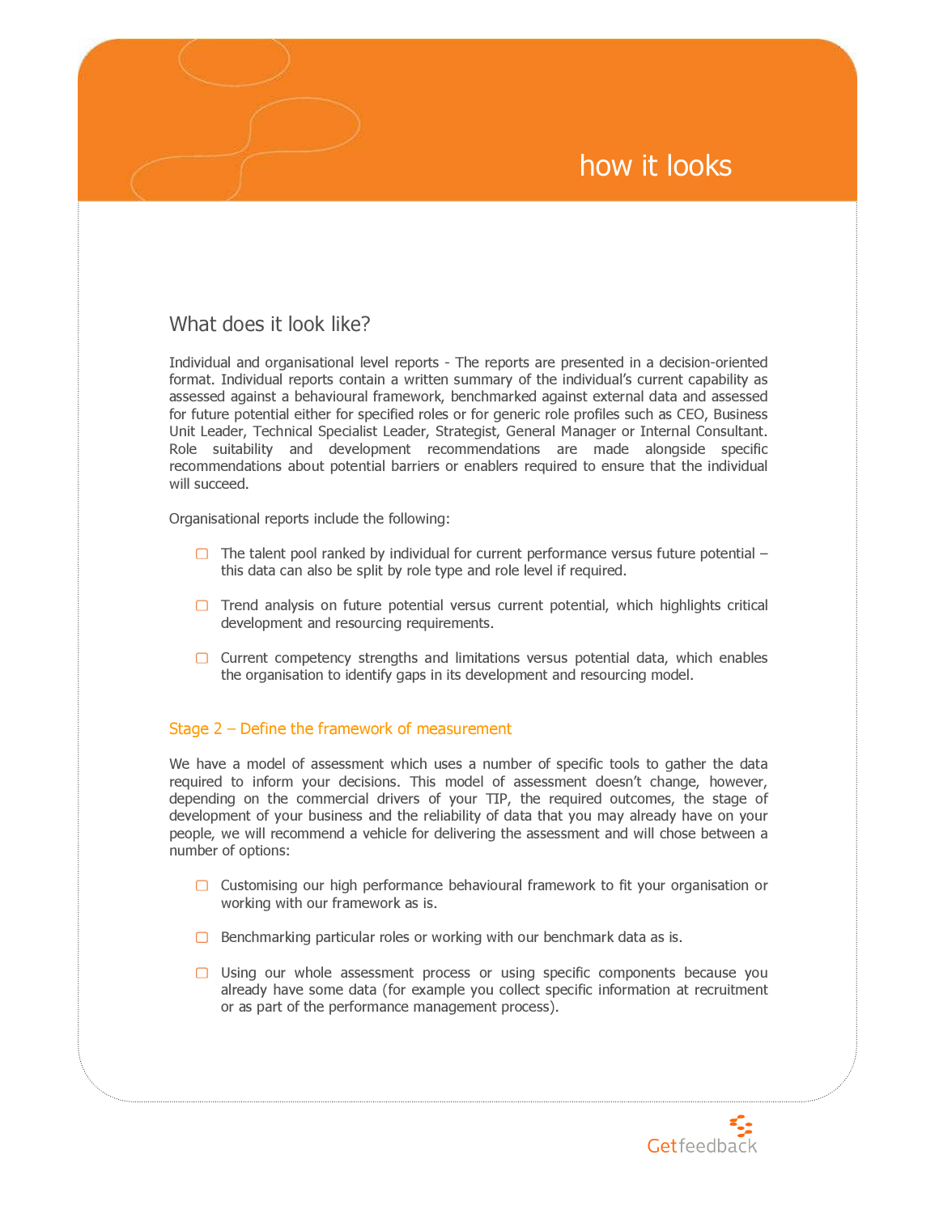# how it looks

## What does it look like?

Individual and organisational level reports - The reports are presented in a decision-oriented format. Individual reports contain a written summary of the individual's current capability as assessed against a behavioural framework, benchmarked against external data and assessed for future potential either for specified roles or for generic role profiles such as CEO, Business Unit Leader, Technical Specialist Leader, Strategist, General Manager or Internal Consultant. Role suitability and development recommendations are made alongside specific recommendations about potential barriers or enablers required to ensure that the individual will succeed.

Organisational reports include the following:

- The talent pool ranked by individual for current performance versus future potential – this data can also be split by role type and role level if required.
- Trend analysis on future potential versus current potential, which highlights critical development and resourcing requirements.
- Current competency strengths and limitations versus potential data, which enables the organisation to identify gaps in its development and resourcing model.

### Stage 2 – Define the framework of measurement

We have a model of assessment which uses a number of specific tools to gather the data required to inform your decisions. This model of assessment doesn't change, however, depending on the commercial drivers of your TIP, the required outcomes, the stage of development of your business and the reliability of data that you may already have on your people, we will recommend a vehicle for delivering the assessment and will chose between a number of options:

- Customising our high performance behavioural framework to fit your organisation or working with our framework as is.
- Benchmarking particular roles or working with our benchmark data as is.
- Using our whole assessment process or using specific components because you already have some data (for example you collect specific information at recruitment or as part of the performance management process).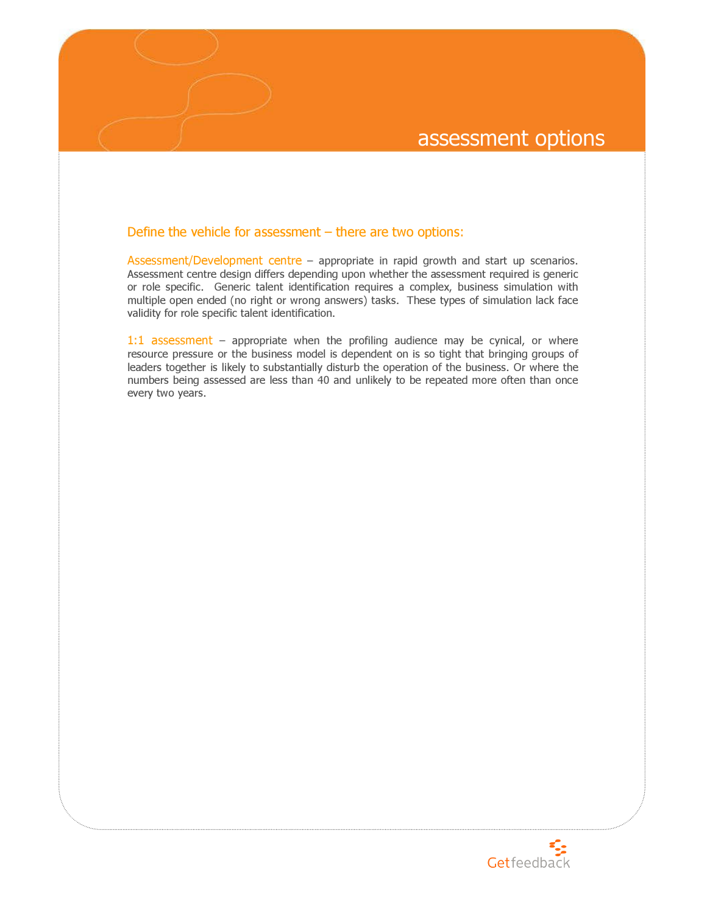# assessment options

## Define the vehicle for assessment – there are two options:

**Assessment/Development centre** – appropriate in rapid growth and start up scenarios. Assessment centre design differs depending upon whether the assessment required is generic or role specific. Generic talent identification requires a complex, business simulation with multiple open ended (no right or wrong answers) tasks. These types of simulation lack face validity for role specific talent identification.

**1:1 assessment** – appropriate when the profiling audience may be cynical, or where resource pressure or the business model is dependent on is so tight that bringing groups of leaders together is likely to substantially disturb the operation of the business. Or where the numbers being assessed are less than 40 and unlikely to be repeated more often than once every two years.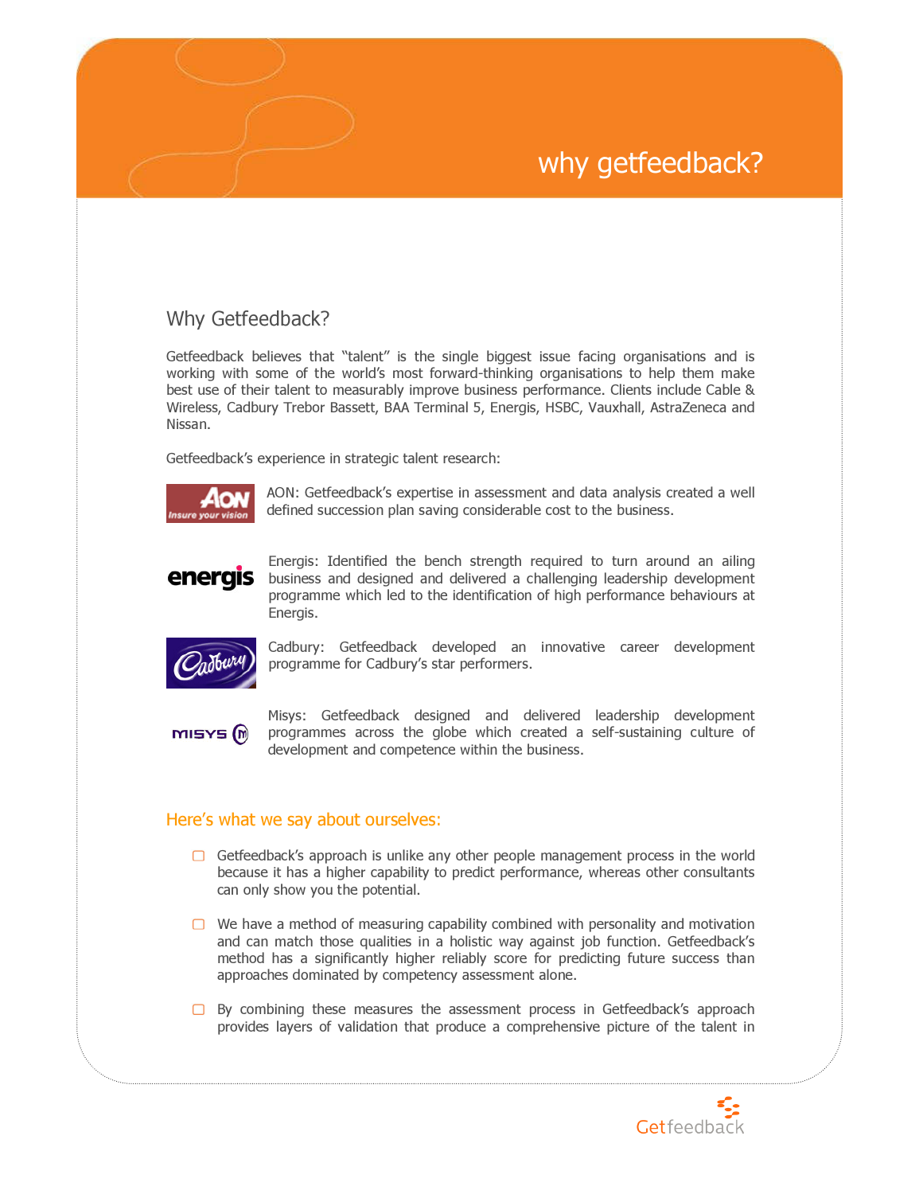# why getfeedback?

## Why Getfeedback?

Getfeedback believes that "talent" is the single biggest issue facing organisations and is working with some of the world's most forward-thinking organisations to help them make best use of their talent to measurably improve business performance. Clients include Cable & Wireless, Cadbury Trebor Bassett, BAA Terminal 5, Energis, HSBC, Vauxhall, AstraZeneca and Nissan.

Getfeedback's experience in strategic talent research:

AON: Getfeedback's expertise in assessment and data analysis created a well defined succession plan saving considerable cost to the business.

Energis: Identified the bench strength required to turn around an ailing business and designed and delivered a challenging leadership development programme which led to the identification of high performance behaviours at Energis.

Cadbury: Getfeedback developed an innovative career development programme for Cadbury's star performers.

Misys: Getfeedback designed and delivered leadership development programmes across the globe which created a self-sustaining culture of development and competence within the business.

### Here's what we say about ourselves:

- Getfeedback's approach is unlike any other people management process in the world because it has a higher capability to predict performance, whereas other consultants can only show you the potential.
- We have a method of measuring capability combined with personality and motivation and can match those qualities in a holistic way against job function. Getfeedback's method has a significantly higher reliably score for predicting future success than approaches dominated by competency assessment alone.
- By combining these measures the assessment process in Getfeedback's approach provides layers of validation that produce a comprehensive picture of the talent in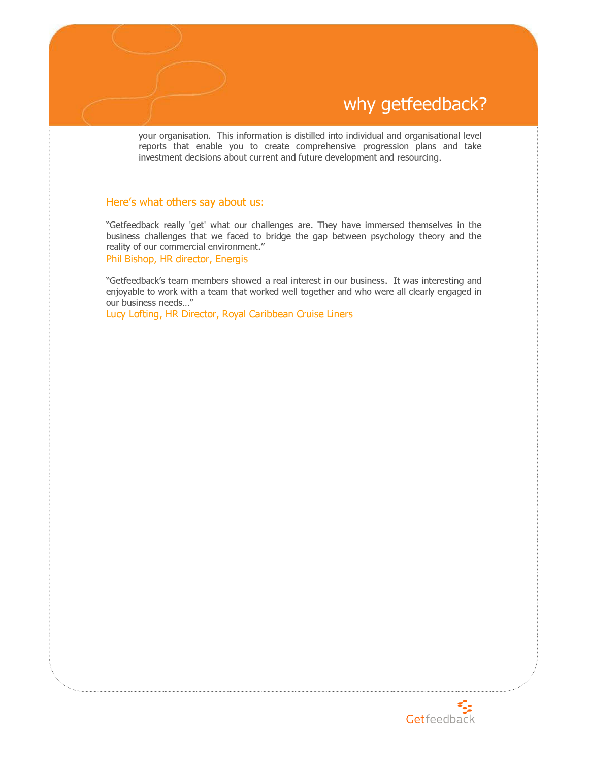your organisation. This information is distilled into individual and organisational level reports that enable you to create comprehensive progression plans and take investment decisions about current and future development and resourcing.

## Here's what others say about us:

"Getfeedback really 'get' what our challenges are. They have immersed themselves in the business challenges that we faced to bridge the gap between psychology theory and the reality of our commercial environment."

Phil Bishop, HR director, Energis

"Getfeedback's team members showed a real interest in our business. It was interesting and enjoyable to work with a team that worked well together and who were all clearly engaged in our business needs…"

Lucy Lofting, HR Director, Royal Caribbean Cruise Liners